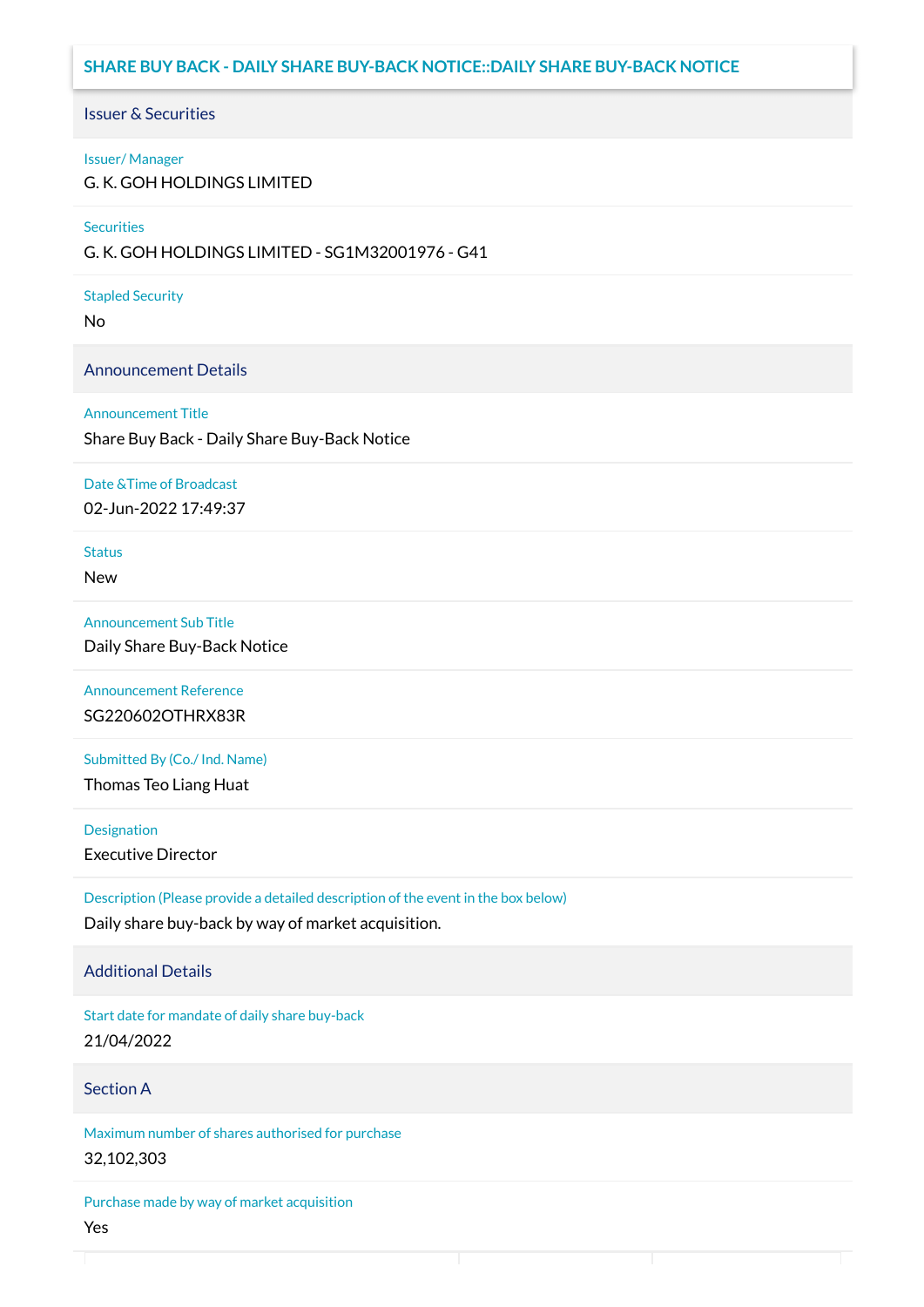## SHARE BUY BACK - DAILY SHARE BUY-BACK NOTICE::DAILY SHARE BUY-BACK NOTICE

### Issuer & Securities

**Issuer/ Manager**

G. K. GOH HOLDINGS LIMITED

**Securities**

G. K. GOH HOLDINGS LIMITED - SG1M32001976 - G41

**Stapled Security**

No

### Announcement Details

**Announcement Title**

Share Buy Back - Daily Share Buy-Back Notice

**Date &Time of Broadcast**

02-Jun-2022 17:49:37

**Status**

New

**Announcement Sub Title**

Daily Share Buy-Back Notice

**Announcement Reference**

SG220602OTHRX83R

**Submitted By (Co./ Ind. Name)**

Thomas Teo Liang Huat

**Designation**

Executive Director

**Description (Please provide a detailed description of the event in the box below)**

Daily share buy-back by way of market acquisition.

### Additional Details

**Start date for mandate of daily share buy-back**

21/04/2022

### Section A

**Maximum number of shares authorised for purchase**

32,102,303

**Purchase made by way of market acquisition**

Yes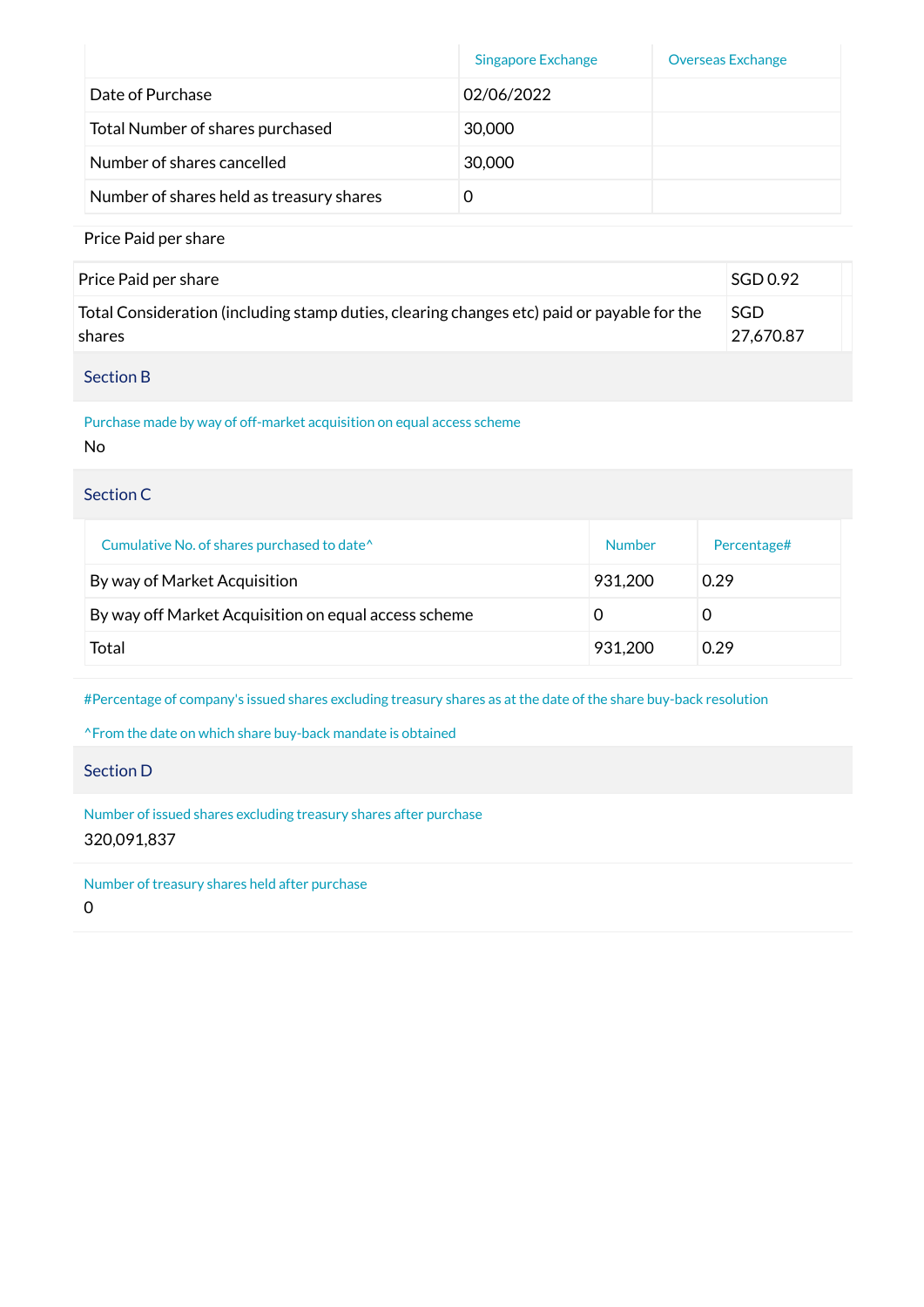| | Singapore Exchange | Overseas Exchange |
|---|---|---|
| Date of Purchase | 02/06/2022 | |
| Total Number of shares purchased | 30,000 | |
| Number of shares cancelled | 30,000 | |
| Number of shares held as treasury shares | 0 | |

Price Paid per share

| | |
|---|---|
| Price Paid per share | SGD 0.92 |
| Total Consideration (including stamp duties, clearing changes etc) paid or payable for the shares | SGD 27,670.87 |

## Section B

Purchase made by way of off-market acquisition on equal access scheme

No

## Section C

| Cumulative No. of shares purchased to date^ | Number | Percentage# |
|---|---|---|
| By way of Market Acquisition | 931,200 | 0.29 |
| By way off Market Acquisition on equal access scheme | 0 | 0 |
| Total | 931,200 | 0.29 |

#Percentage of company's issued shares excluding treasury shares as at the date of the share buy-back resolution

^From the date on which share buy-back mandate is obtained

## Section D

Number of issued shares excluding treasury shares after purchase

320,091,837

Number of treasury shares held after purchase

0